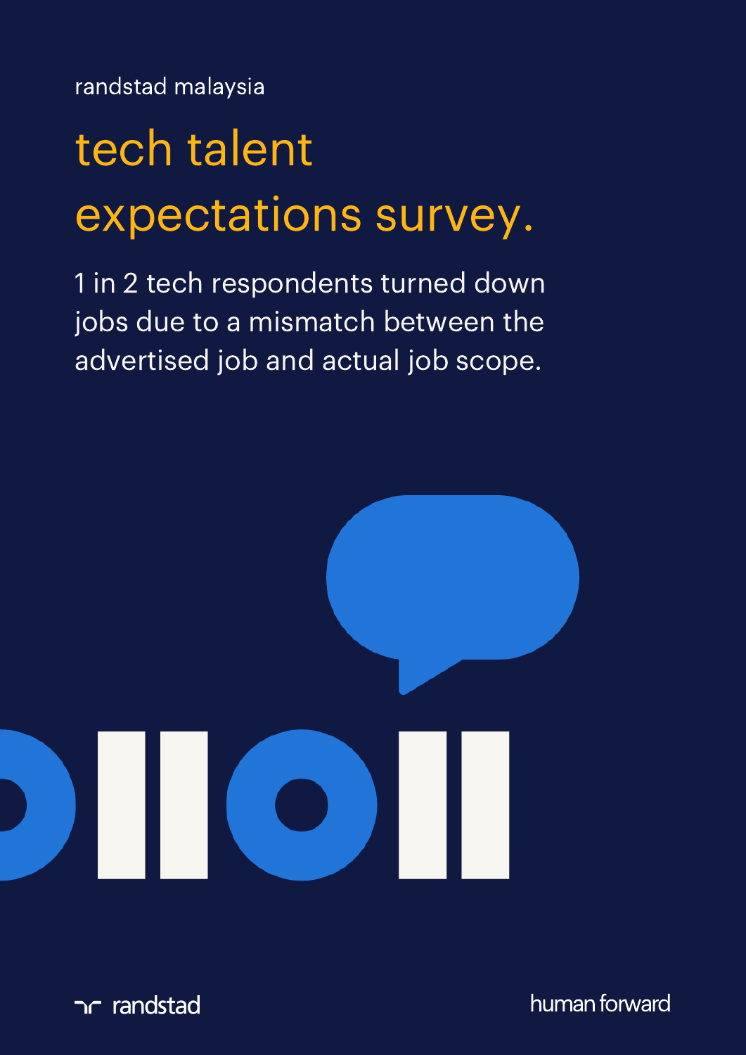randstad malaysia

# tech talent expectations survey.

1 in 2 tech respondents turned down jobs due to a mismatch between the advertised job and actual job scope.

randstad

human forward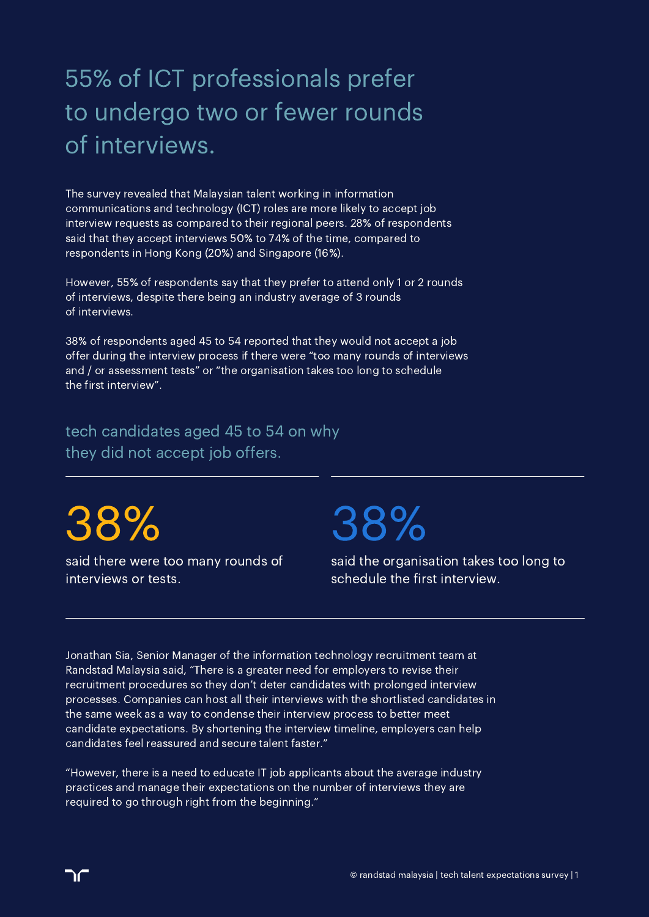# 55% of ICT professionals prefer to undergo two or fewer rounds of interviews.

The survey revealed that Malaysian talent working in information communications and technology (ICT) roles are more likely to accept job interview requests as compared to their regional peers. 28% of respondents said that they accept interviews 50% to 74% of the time, compared to respondents in Hong Kong (20%) and Singapore (16%).

However, 55% of respondents say that they prefer to attend only 1 or 2 rounds of interviews, despite there being an industry average of 3 rounds of interviews.

38% of respondents aged 45 to 54 reported that they would not accept a job offer during the interview process if there were “too many rounds of interviews and / or assessment tests” or “the organisation takes too long to schedule the first interview”.

## tech candidates aged 45 to 54 on why they did not accept job offers.

**38%**

said there were too many rounds of interviews or tests.

**38%**

said the organisation takes too long to schedule the first interview.

Jonathan Sia, Senior Manager of the information technology recruitment team at Randstad Malaysia said, “There is a greater need for employers to revise their recruitment procedures so they don’t deter candidates with prolonged interview processes. Companies can host all their interviews with the shortlisted candidates in the same week as a way to condense their interview process to better meet candidate expectations. By shortening the interview timeline, employers can help candidates feel reassured and secure talent faster.”

“However, there is a need to educate IT job applicants about the average industry practices and manage their expectations on the number of interviews they are required to go through right from the beginning.”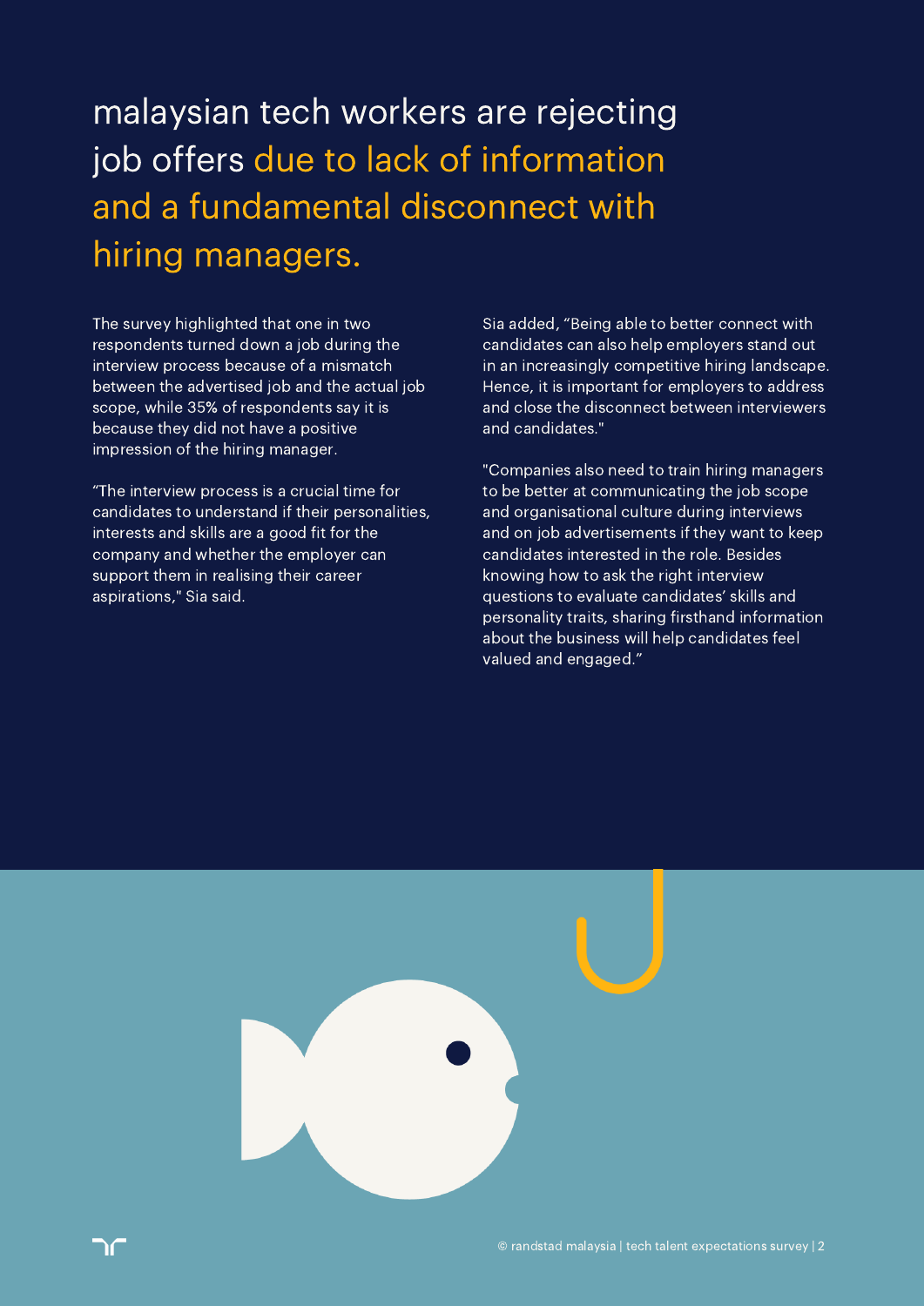# malaysian tech workers are rejecting job offers due to lack of information and a fundamental disconnect with hiring managers.

The survey highlighted that one in two respondents turned down a job during the interview process because of a mismatch between the advertised job and the actual job scope, while 35% of respondents say it is because they did not have a positive impression of the hiring manager.

“The interview process is a crucial time for candidates to understand if their personalities, interests and skills are a good fit for the company and whether the employer can support them in realising their career aspirations," Sia said.

Sia added, “Being able to better connect with candidates can also help employers stand out in an increasingly competitive hiring landscape. Hence, it is important for employers to address and close the disconnect between interviewers and candidates."

"Companies also need to train hiring managers to be better at communicating the job scope and organisational culture during interviews and on job advertisements if they want to keep candidates interested in the role. Besides knowing how to ask the right interview questions to evaluate candidates’ skills and personality traits, sharing firsthand information about the business will help candidates feel valued and engaged.”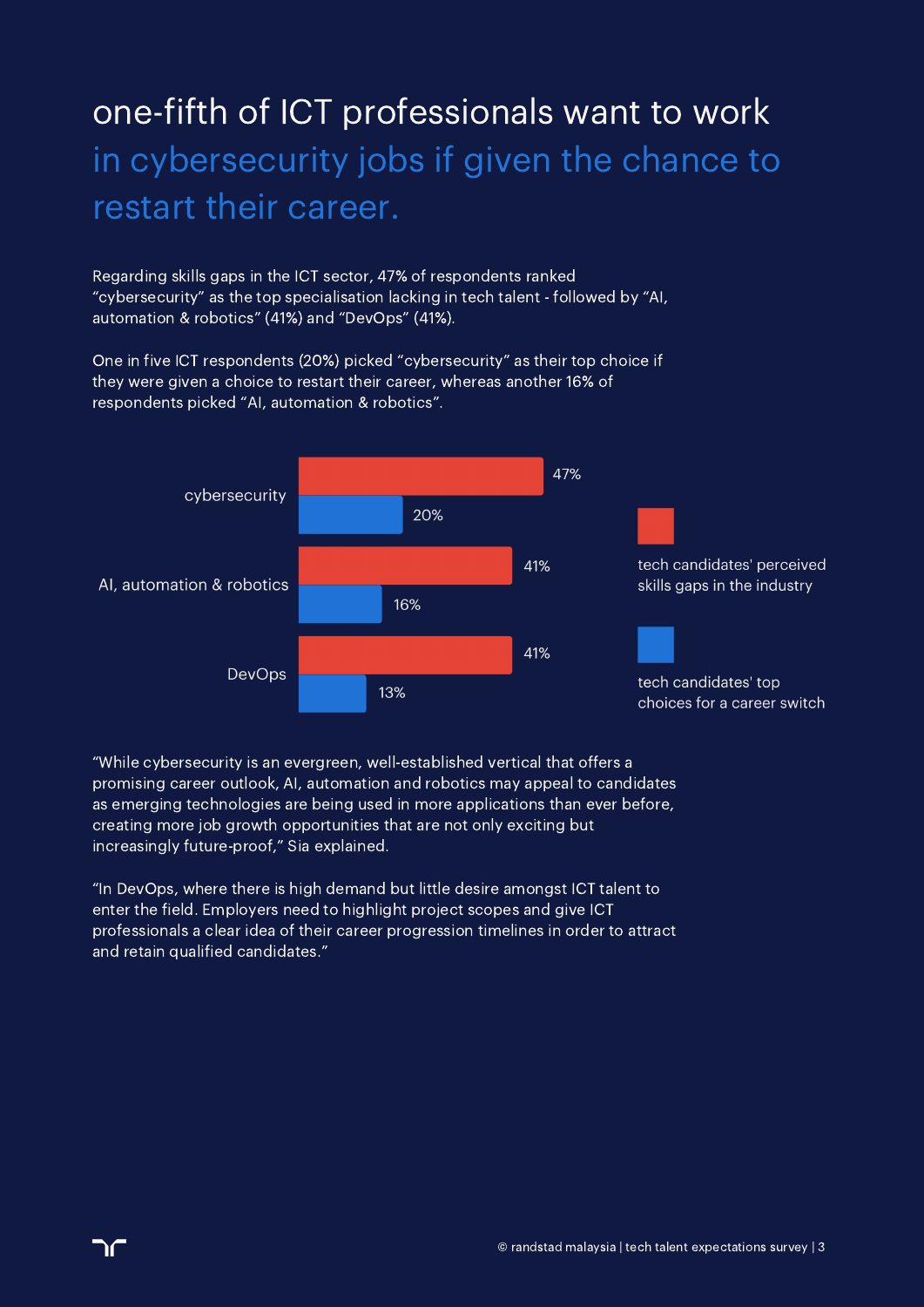# one-fifth of ICT professionals want to work in cybersecurity jobs if given the chance to restart their career.

Regarding skills gaps in the ICT sector, 47% of respondents ranked "cybersecurity" as the top specialisation lacking in tech talent - followed by "AI, automation & robotics" (41%) and "DevOps" (41%).

One in five ICT respondents (20%) picked "cybersecurity" as their top choice if they were given a choice to restart their career, whereas another 16% of respondents picked "AI, automation & robotics".

| | tech candidates' perceived skills gaps in the industry | tech candidates' top choices for a career switch |
|---|---|---|
| cybersecurity | 47% | 20% |
| AI, automation & robotics | 41% | 16% |
| DevOps | 41% | 13% |

"While cybersecurity is an evergreen, well-established vertical that offers a promising career outlook, AI, automation and robotics may appeal to candidates as emerging technologies are being used in more applications than ever before, creating more job growth opportunities that are not only exciting but increasingly future-proof," Sia explained.

"In DevOps, where there is high demand but little desire amongst ICT talent to enter the field. Employers need to highlight project scopes and give ICT professionals a clear idea of their career progression timelines in order to attract and retain qualified candidates."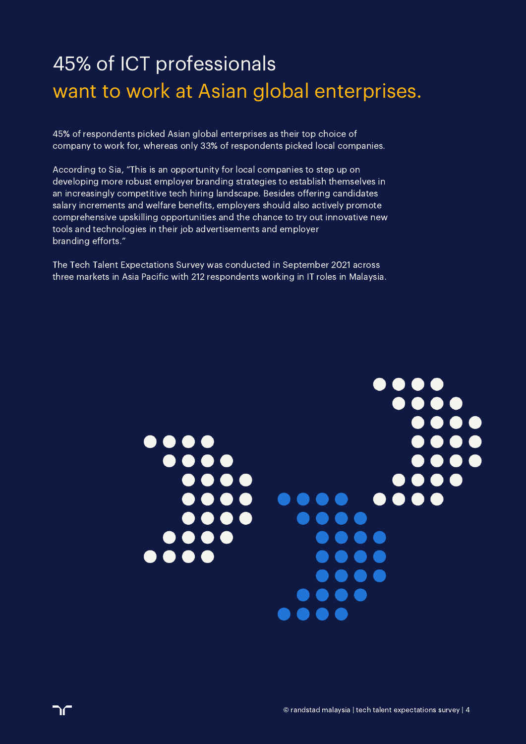# 45% of ICT professionals want to work at Asian global enterprises.

45% of respondents picked Asian global enterprises as their top choice of company to work for, whereas only 33% of respondents picked local companies.

According to Sia, “This is an opportunity for local companies to step up on developing more robust employer branding strategies to establish themselves in an increasingly competitive tech hiring landscape. Besides offering candidates salary increments and welfare benefits, employers should also actively promote comprehensive upskilling opportunities and the chance to try out innovative new tools and technologies in their job advertisements and employer branding efforts.”

The Tech Talent Expectations Survey was conducted in September 2021 across three markets in Asia Pacific with 212 respondents working in IT roles in Malaysia.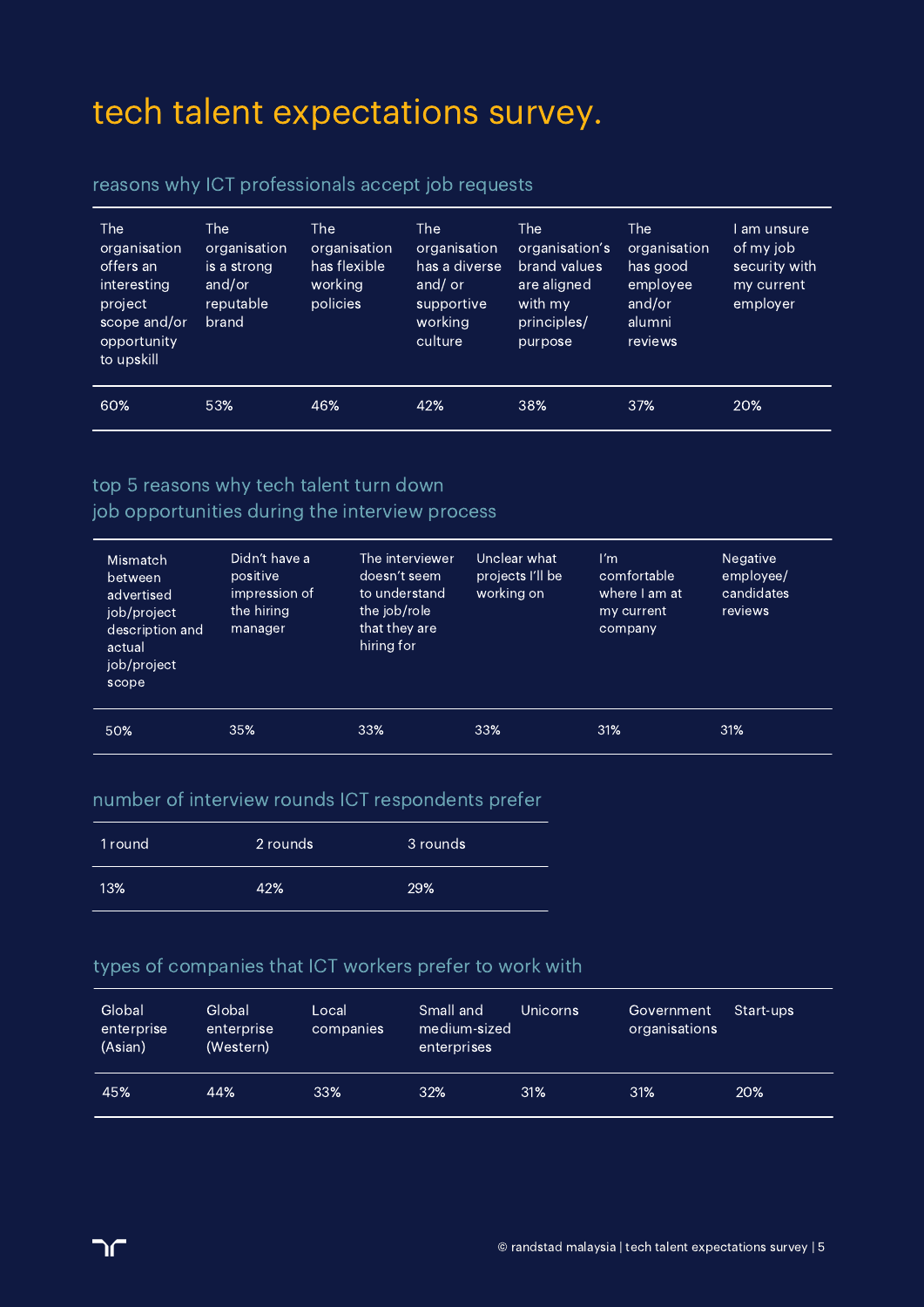# tech talent expectations survey.

## reasons why ICT professionals accept job requests

| The organisation offers an interesting project scope and/or opportunity to upskill | The organisation is a strong and/or reputable brand | The organisation has flexible working policies | The organisation has a diverse and/ or supportive working culture | The organisation's brand values are aligned with my principles/ purpose | The organisation has good employee and/or alumni reviews | I am unsure of my job security with my current employer |
|---|---|---|---|---|---|---|
| 60% | 53% | 46% | 42% | 38% | 37% | 20% |

## top 5 reasons why tech talent turn down job opportunities during the interview process

| Mismatch between advertised job/project description and actual job/project scope | Didn't have a positive impression of the hiring manager | The interviewer doesn't seem to understand the job/role that they are hiring for | Unclear what projects I'll be working on | I'm comfortable where I am at my current company | Negative employee/ candidates reviews |
|---|---|---|---|---|---|
| 50% | 35% | 33% | 33% | 31% | 31% |

## number of interview rounds ICT respondents prefer

| 1 round | 2 rounds | 3 rounds |
|---|---|---|
| 13% | 42% | 29% |

## types of companies that ICT workers prefer to work with

| Global enterprise (Asian) | Global enterprise (Western) | Local companies | Small and medium-sized enterprises | Unicorns | Government organisations | Start-ups |
|---|---|---|---|---|---|---|
| 45% | 44% | 33% | 32% | 31% | 31% | 20% |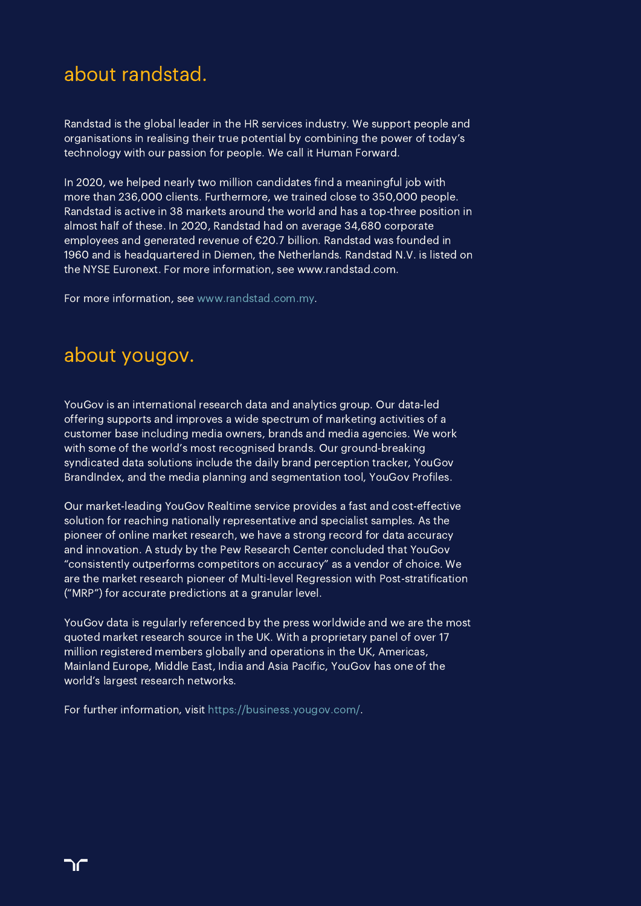## about randstad.

Randstad is the global leader in the HR services industry. We support people and organisations in realising their true potential by combining the power of today's technology with our passion for people. We call it Human Forward.

In 2020, we helped nearly two million candidates find a meaningful job with more than 236,000 clients. Furthermore, we trained close to 350,000 people. Randstad is active in 38 markets around the world and has a top-three position in almost half of these. In 2020, Randstad had on average 34,680 corporate employees and generated revenue of €20.7 billion. Randstad was founded in 1960 and is headquartered in Diemen, the Netherlands. Randstad N.V. is listed on the NYSE Euronext. For more information, see www.randstad.com.

For more information, see www.randstad.com.my.

## about yougov.

YouGov is an international research data and analytics group. Our data-led offering supports and improves a wide spectrum of marketing activities of a customer base including media owners, brands and media agencies. We work with some of the world's most recognised brands. Our ground-breaking syndicated data solutions include the daily brand perception tracker, YouGov BrandIndex, and the media planning and segmentation tool, YouGov Profiles.

Our market-leading YouGov Realtime service provides a fast and cost-effective solution for reaching nationally representative and specialist samples. As the pioneer of online market research, we have a strong record for data accuracy and innovation. A study by the Pew Research Center concluded that YouGov "consistently outperforms competitors on accuracy" as a vendor of choice. We are the market research pioneer of Multi-level Regression with Post-stratification ("MRP") for accurate predictions at a granular level.

YouGov data is regularly referenced by the press worldwide and we are the most quoted market research source in the UK. With a proprietary panel of over 17 million registered members globally and operations in the UK, Americas, Mainland Europe, Middle East, India and Asia Pacific, YouGov has one of the world's largest research networks.

For further information, visit https://business.yougov.com/.